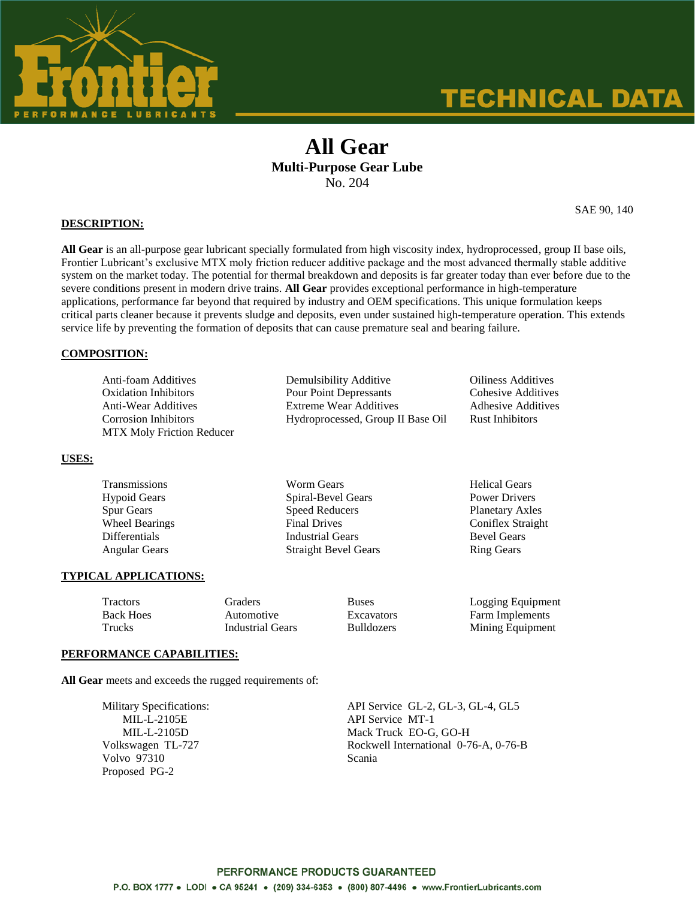# All Gear

## Multi-Purpose Gear Lube

No. 204

SAE 90, 140

**DESCRIPTION:**

**All Gear** is an all-purpose gear lubricant specially formulated from high viscosity index, hydroprocessed, group II base oils, Frontier Lubricant's exclusive MTX moly friction reducer additive package and the most advanced thermally stable additive system on the market today. The potential for thermal breakdown and deposits is far greater today than ever before due to the severe conditions present in modern drive trains. **All Gear** provides exceptional performance in high-temperature applications, performance far beyond that required by industry and OEM specifications. This unique formulation keeps critical parts cleaner because it prevents sludge and deposits, even under sustained high-temperature operation. This extends service life by preventing the formation of deposits that can cause premature seal and bearing failure.

**COMPOSITION:**

- Anti-foam Additives
- Oxidation Inhibitors
- Anti-Wear Additives
- Corrosion Inhibitors
- MTX Moly Friction Reducer
- Demulsibility Additive
- Pour Point Depressants
- Extreme Wear Additives
- Hydroprocessed, Group II Base Oil
- Oiliness Additives
- Cohesive Additives
- Adhesive Additives
- Rust Inhibitors

**USES:**

- Transmissions
- Hypoid Gears
- Spur Gears
- Wheel Bearings
- Differentials
- Angular Gears
- Worm Gears
- Spiral-Bevel Gears
- Speed Reducers
- Final Drives
- Industrial Gears
- Straight Bevel Gears
- Helical Gears
- Power Drivers
- Planetary Axles
- Coniflex Straight
- Bevel Gears
- Ring Gears

**TYPICAL APPLICATIONS:**

- Tractors
- Back Hoes
- Trucks
- Graders
- Automotive
- Industrial Gears
- Buses
- Excavators
- Bulldozers
- Logging Equipment
- Farm Implements
- Mining Equipment

**PERFORMANCE CAPABILITIES:**

**All Gear** meets and exceeds the rugged requirements of:

- Military Specifications:
  - MIL-L-2105E
  - MIL-L-2105D
- Volkswagen TL-727
- Volvo 97310
- Proposed PG-2
- API Service GL-2, GL-3, GL-4, GL5
- API Service MT-1
- Mack Truck EO-G, GO-H
- Rockwell International 0-76-A, 0-76-B
- Scania

PERFORMANCE PRODUCTS GUARANTEED

P.O. BOX 1777 • LODI • CA 95241 • (209) 334-6353 • (800) 807-4496 • www.FrontierLubricants.com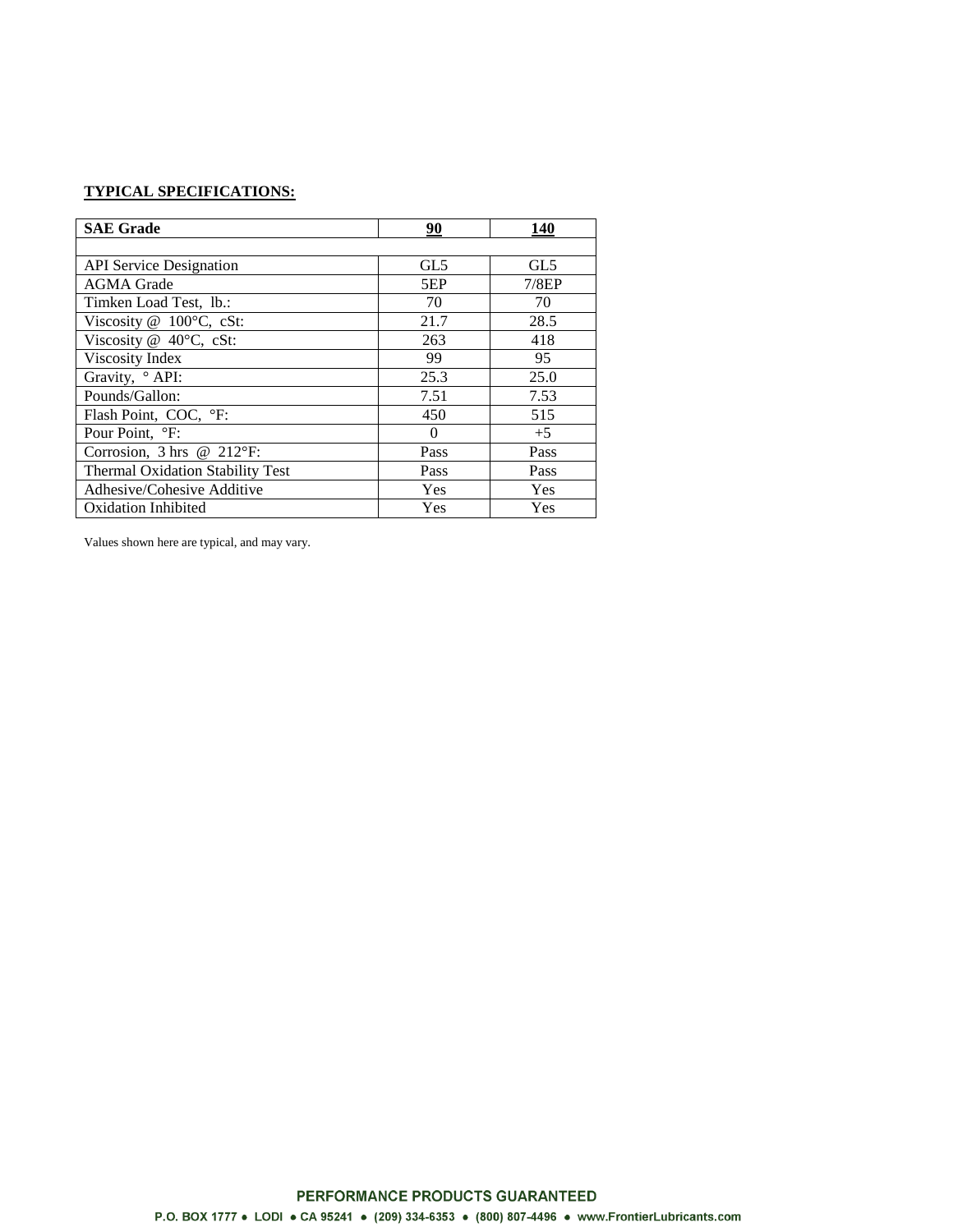**TYPICAL SPECIFICATIONS:**

| **SAE Grade** | **90** | **140** |
|---|---|---|
| | | |
| API Service Designation | GL5 | GL5 |
| AGMA Grade | 5EP | 7/8EP |
| Timken Load Test, lb.: | 70 | 70 |
| Viscosity @ 100°C, cSt: | 21.7 | 28.5 |
| Viscosity @ 40°C, cSt: | 263 | 418 |
| Viscosity Index | 99 | 95 |
| Gravity, ° API: | 25.3 | 25.0 |
| Pounds/Gallon: | 7.51 | 7.53 |
| Flash Point, COC, °F: | 450 | 515 |
| Pour Point, °F: | 0 | +5 |
| Corrosion, 3 hrs @ 212°F: | Pass | Pass |
| Thermal Oxidation Stability Test | Pass | Pass |
| Adhesive/Cohesive Additive | Yes | Yes |
| Oxidation Inhibited | Yes | Yes |

Values shown here are typical, and may vary.